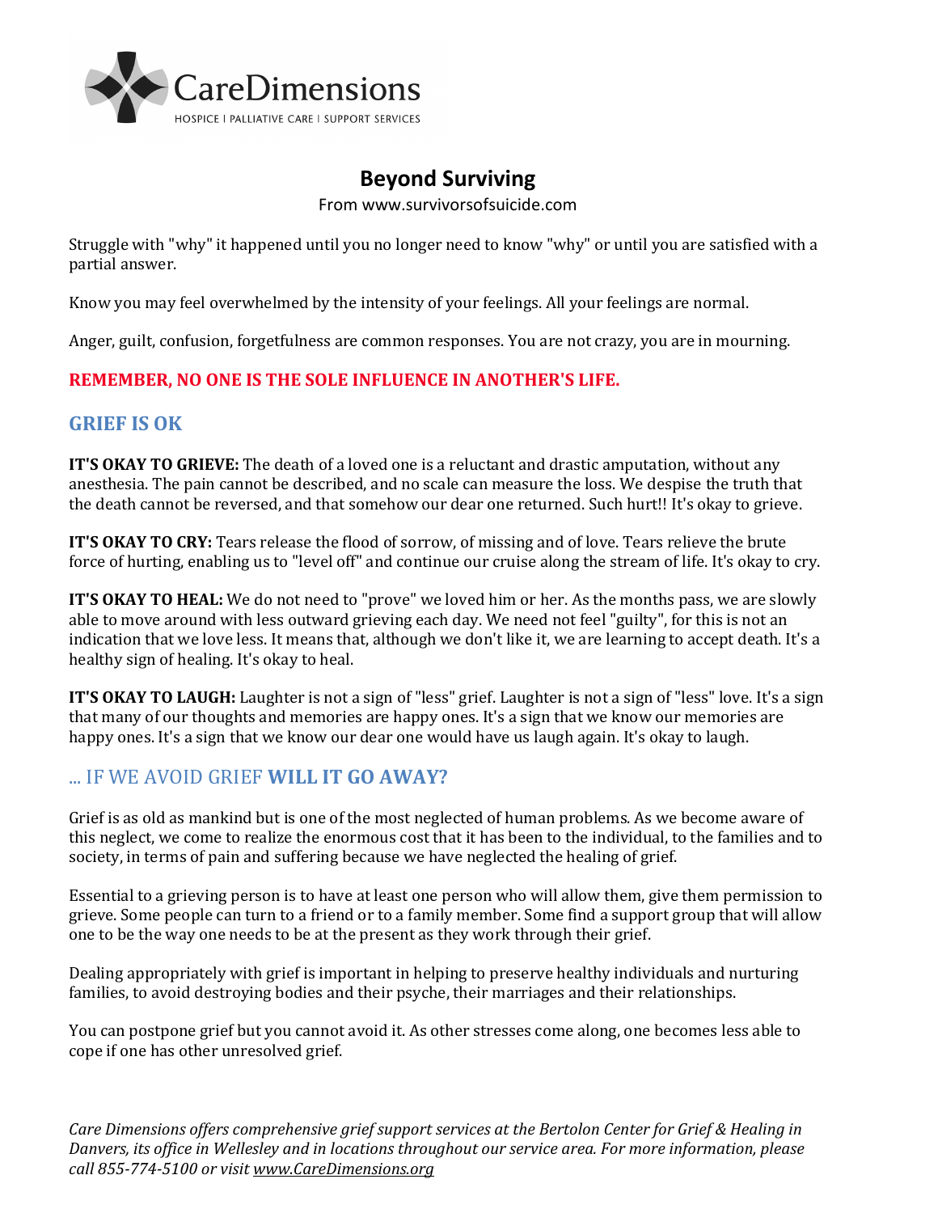CareDimensions

HOSPICE | PALLIATIVE CARE | SUPPORT SERVICES

# Beyond Surviving

From www.survivorsofsuicide.com

Struggle with "why" it happened until you no longer need to know "why" or until you are satisfied with a partial answer.

Know you may feel overwhelmed by the intensity of your feelings. All your feelings are normal.

Anger, guilt, confusion, forgetfulness are common responses. You are not crazy, you are in mourning.

**REMEMBER, NO ONE IS THE SOLE INFLUENCE IN ANOTHER'S LIFE.**

## GRIEF IS OK

**IT'S OKAY TO GRIEVE:** The death of a loved one is a reluctant and drastic amputation, without any anesthesia. The pain cannot be described, and no scale can measure the loss. We despise the truth that the death cannot be reversed, and that somehow our dear one returned. Such hurt!! It's okay to grieve.

**IT'S OKAY TO CRY:** Tears release the flood of sorrow, of missing and of love. Tears relieve the brute force of hurting, enabling us to "level off" and continue our cruise along the stream of life. It's okay to cry.

**IT'S OKAY TO HEAL:** We do not need to "prove" we loved him or her. As the months pass, we are slowly able to move around with less outward grieving each day. We need not feel "guilty", for this is not an indication that we love less. It means that, although we don't like it, we are learning to accept death. It's a healthy sign of healing. It's okay to heal.

**IT'S OKAY TO LAUGH:** Laughter is not a sign of "less" grief. Laughter is not a sign of "less" love. It's a sign that many of our thoughts and memories are happy ones. It's a sign that we know our memories are happy ones. It's a sign that we know our dear one would have us laugh again. It's okay to laugh.

## ... IF WE AVOID GRIEF **WILL IT GO AWAY?**

Grief is as old as mankind but is one of the most neglected of human problems. As we become aware of this neglect, we come to realize the enormous cost that it has been to the individual, to the families and to society, in terms of pain and suffering because we have neglected the healing of grief.

Essential to a grieving person is to have at least one person who will allow them, give them permission to grieve. Some people can turn to a friend or to a family member. Some find a support group that will allow one to be the way one needs to be at the present as they work through their grief.

Dealing appropriately with grief is important in helping to preserve healthy individuals and nurturing families, to avoid destroying bodies and their psyche, their marriages and their relationships.

You can postpone grief but you cannot avoid it. As other stresses come along, one becomes less able to cope if one has other unresolved grief.

*Care Dimensions offers comprehensive grief support services at the Bertolon Center for Grief & Healing in Danvers, its office in Wellesley and in locations throughout our service area. For more information, please call 855-774-5100 or visit www.CareDimensions.org*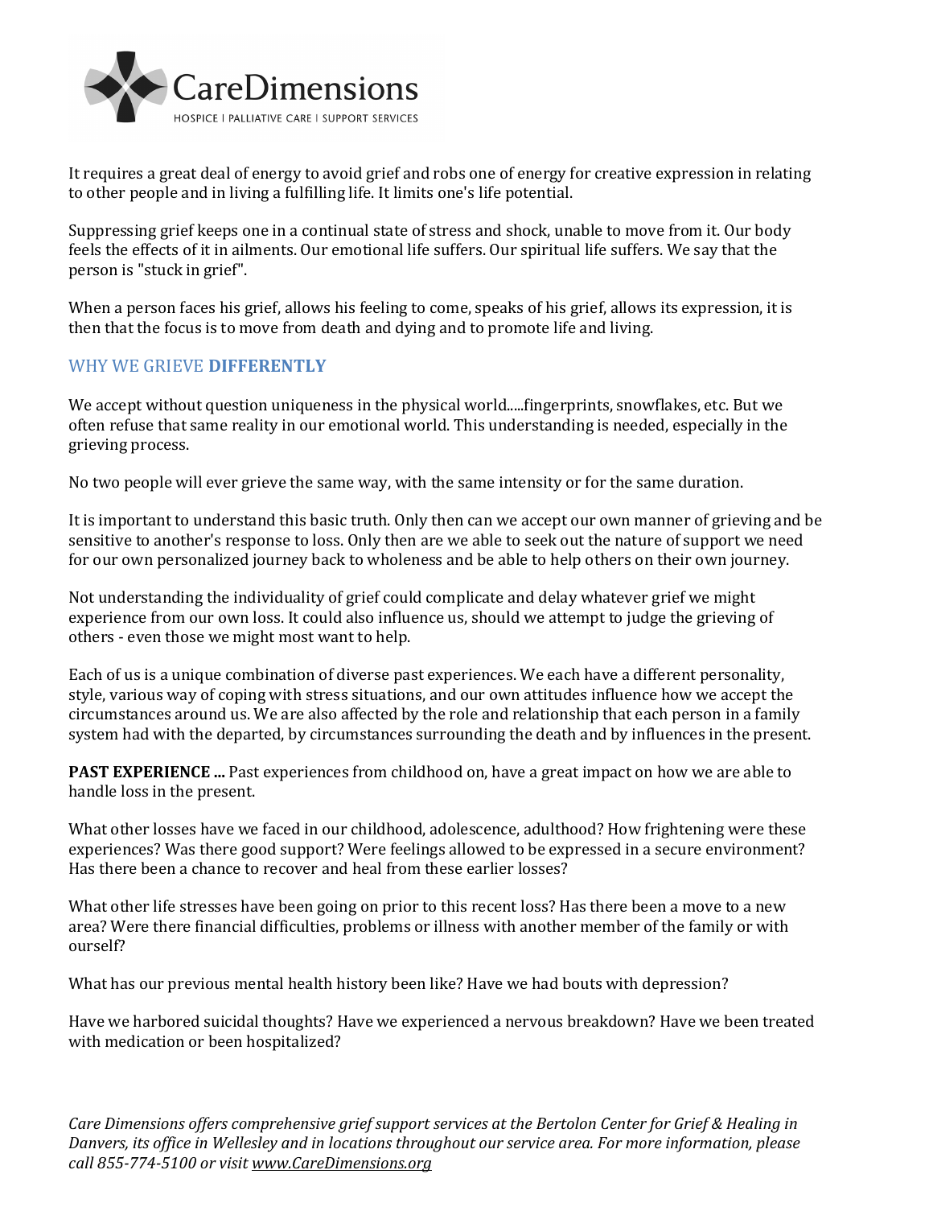It requires a great deal of energy to avoid grief and robs one of energy for creative expression in relating to other people and in living a fulfilling life. It limits one's life potential.

Suppressing grief keeps one in a continual state of stress and shock, unable to move from it. Our body feels the effects of it in ailments. Our emotional life suffers. Our spiritual life suffers. We say that the person is "stuck in grief".

When a person faces his grief, allows his feeling to come, speaks of his grief, allows its expression, it is then that the focus is to move from death and dying and to promote life and living.

## WHY WE GRIEVE **DIFFERENTLY**

We accept without question uniqueness in the physical world.....fingerprints, snowflakes, etc. But we often refuse that same reality in our emotional world. This understanding is needed, especially in the grieving process.

No two people will ever grieve the same way, with the same intensity or for the same duration.

It is important to understand this basic truth. Only then can we accept our own manner of grieving and be sensitive to another's response to loss. Only then are we able to seek out the nature of support we need for our own personalized journey back to wholeness and be able to help others on their own journey.

Not understanding the individuality of grief could complicate and delay whatever grief we might experience from our own loss. It could also influence us, should we attempt to judge the grieving of others - even those we might most want to help.

Each of us is a unique combination of diverse past experiences. We each have a different personality, style, various way of coping with stress situations, and our own attitudes influence how we accept the circumstances around us. We are also affected by the role and relationship that each person in a family system had with the departed, by circumstances surrounding the death and by influences in the present.

**PAST EXPERIENCE ...** Past experiences from childhood on, have a great impact on how we are able to handle loss in the present.

What other losses have we faced in our childhood, adolescence, adulthood? How frightening were these experiences? Was there good support? Were feelings allowed to be expressed in a secure environment? Has there been a chance to recover and heal from these earlier losses?

What other life stresses have been going on prior to this recent loss? Has there been a move to a new area? Were there financial difficulties, problems or illness with another member of the family or with ourself?

What has our previous mental health history been like? Have we had bouts with depression?

Have we harbored suicidal thoughts? Have we experienced a nervous breakdown? Have we been treated with medication or been hospitalized?

*Care Dimensions offers comprehensive grief support services at the Bertolon Center for Grief & Healing in Danvers, its office in Wellesley and in locations throughout our service area. For more information, please call 855-774-5100 or visit www.CareDimensions.org*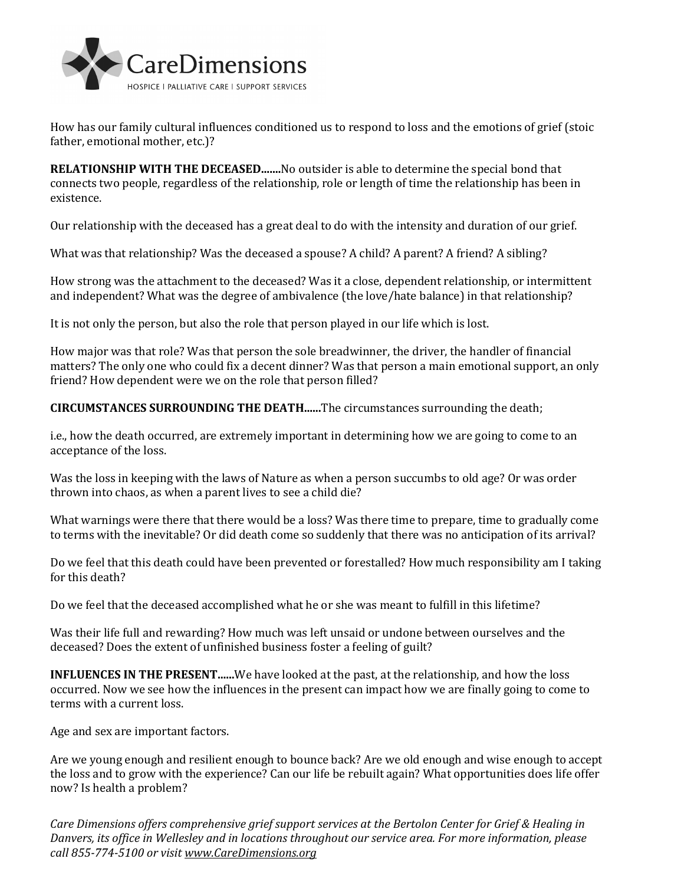How has our family cultural influences conditioned us to respond to loss and the emotions of grief (stoic father, emotional mother, etc.)?

**RELATIONSHIP WITH THE DECEASED.......**No outsider is able to determine the special bond that connects two people, regardless of the relationship, role or length of time the relationship has been in existence.

Our relationship with the deceased has a great deal to do with the intensity and duration of our grief.

What was that relationship? Was the deceased a spouse? A child? A parent? A friend? A sibling?

How strong was the attachment to the deceased? Was it a close, dependent relationship, or intermittent and independent? What was the degree of ambivalence (the love/hate balance) in that relationship?

It is not only the person, but also the role that person played in our life which is lost.

How major was that role? Was that person the sole breadwinner, the driver, the handler of financial matters? The only one who could fix a decent dinner? Was that person a main emotional support, an only friend? How dependent were we on the role that person filled?

**CIRCUMSTANCES SURROUNDING THE DEATH......**The circumstances surrounding the death;

i.e., how the death occurred, are extremely important in determining how we are going to come to an acceptance of the loss.

Was the loss in keeping with the laws of Nature as when a person succumbs to old age? Or was order thrown into chaos, as when a parent lives to see a child die?

What warnings were there that there would be a loss? Was there time to prepare, time to gradually come to terms with the inevitable? Or did death come so suddenly that there was no anticipation of its arrival?

Do we feel that this death could have been prevented or forestalled? How much responsibility am I taking for this death?

Do we feel that the deceased accomplished what he or she was meant to fulfill in this lifetime?

Was their life full and rewarding? How much was left unsaid or undone between ourselves and the deceased? Does the extent of unfinished business foster a feeling of guilt?

**INFLUENCES IN THE PRESENT......**We have looked at the past, at the relationship, and how the loss occurred. Now we see how the influences in the present can impact how we are finally going to come to terms with a current loss.

Age and sex are important factors.

Are we young enough and resilient enough to bounce back? Are we old enough and wise enough to accept the loss and to grow with the experience? Can our life be rebuilt again? What opportunities does life offer now? Is health a problem?

*Care Dimensions offers comprehensive grief support services at the Bertolon Center for Grief & Healing in Danvers, its office in Wellesley and in locations throughout our service area. For more information, please call 855-774-5100 or visit www.CareDimensions.org*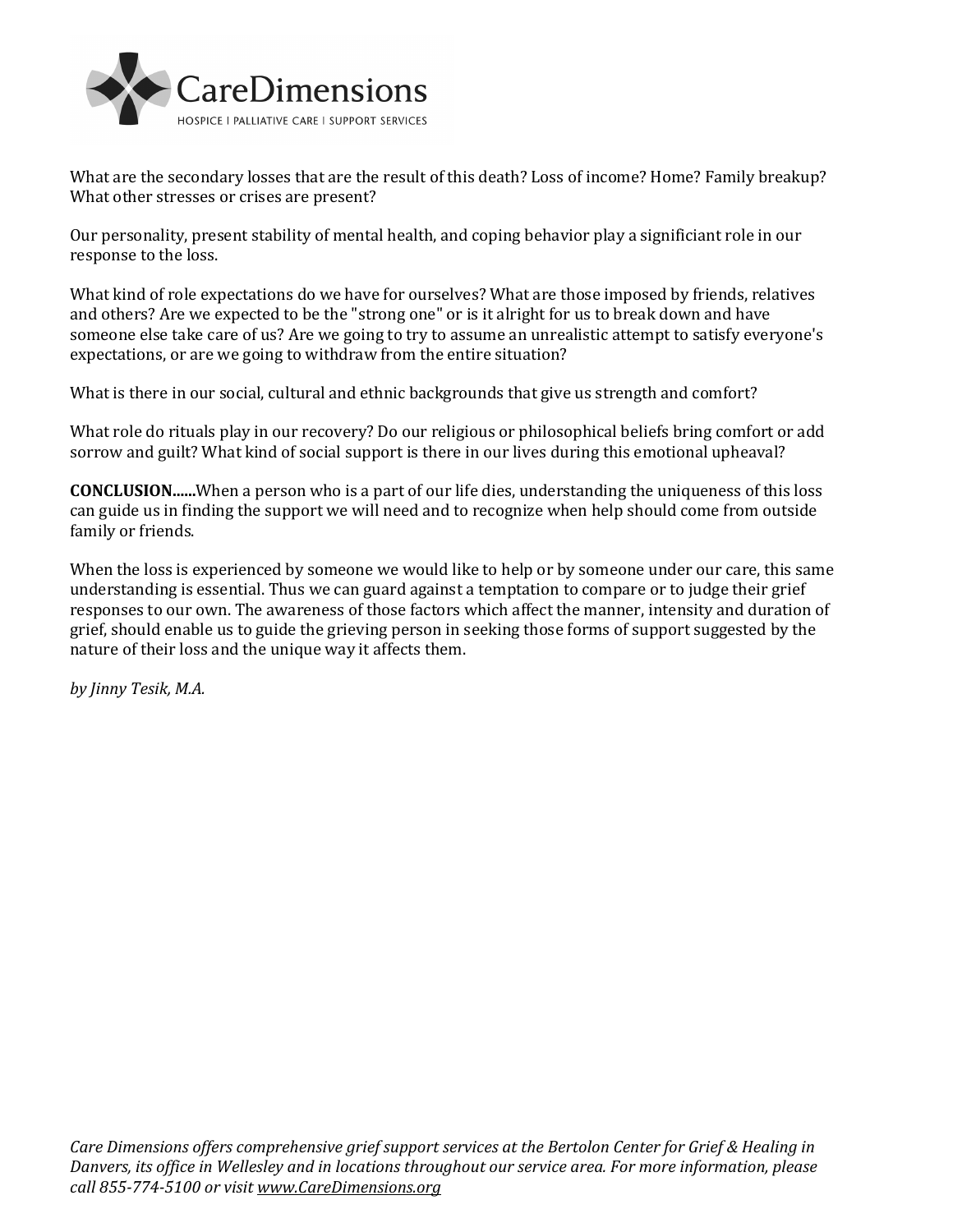What are the secondary losses that are the result of this death? Loss of income? Home? Family breakup? What other stresses or crises are present?

Our personality, present stability of mental health, and coping behavior play a significiant role in our response to the loss.

What kind of role expectations do we have for ourselves? What are those imposed by friends, relatives and others? Are we expected to be the "strong one" or is it alright for us to break down and have someone else take care of us? Are we going to try to assume an unrealistic attempt to satisfy everyone's expectations, or are we going to withdraw from the entire situation?

What is there in our social, cultural and ethnic backgrounds that give us strength and comfort?

What role do rituals play in our recovery? Do our religious or philosophical beliefs bring comfort or add sorrow and guilt? What kind of social support is there in our lives during this emotional upheaval?

**CONCLUSION......**When a person who is a part of our life dies, understanding the uniqueness of this loss can guide us in finding the support we will need and to recognize when help should come from outside family or friends.

When the loss is experienced by someone we would like to help or by someone under our care, this same understanding is essential. Thus we can guard against a temptation to compare or to judge their grief responses to our own. The awareness of those factors which affect the manner, intensity and duration of grief, should enable us to guide the grieving person in seeking those forms of support suggested by the nature of their loss and the unique way it affects them.

*by Jinny Tesik, M.A.*

*Care Dimensions offers comprehensive grief support services at the Bertolon Center for Grief & Healing in Danvers, its office in Wellesley and in locations throughout our service area. For more information, please call 855-774-5100 or visit www.CareDimensions.org*